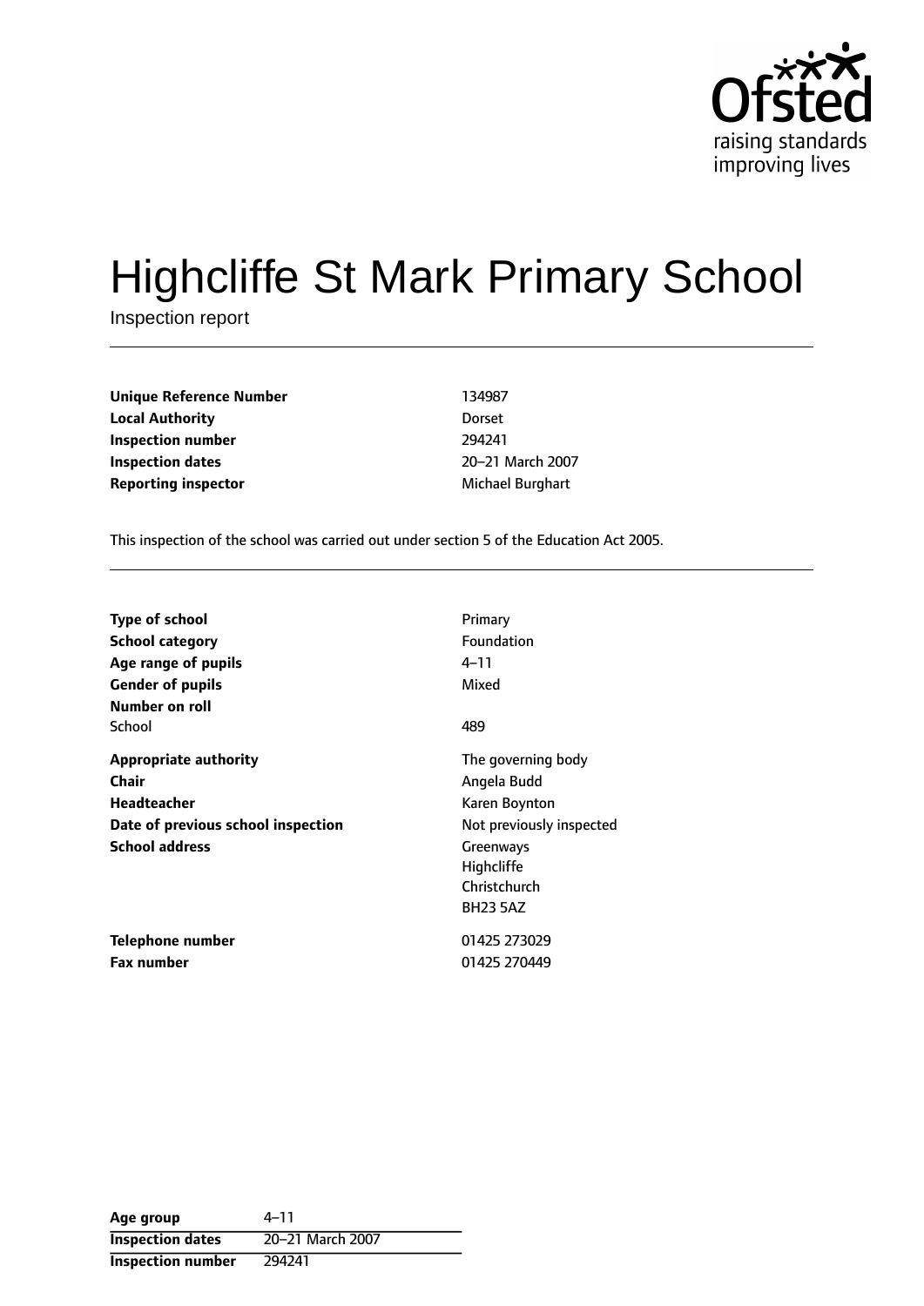# Highcliffe St Mark Primary School

Inspection report

| | |
|---|---|
| **Unique Reference Number** | 134987 |
| **Local Authority** | Dorset |
| **Inspection number** | 294241 |
| **Inspection dates** | 20–21 March 2007 |
| **Reporting inspector** | Michael Burghart |

This inspection of the school was carried out under section 5 of the Education Act 2005.

| | |
|---|---|
| **Type of school** | Primary |
| **School category** | Foundation |
| **Age range of pupils** | 4–11 |
| **Gender of pupils** | Mixed |
| **Number on roll** | |
| School | 489 |
| **Appropriate authority** | The governing body |
| **Chair** | Angela Budd |
| **Headteacher** | Karen Boynton |
| **Date of previous school inspection** | Not previously inspected |
| **School address** | Greenways<br>Highcliffe<br>Christchurch<br>BH23 5AZ |
| **Telephone number** | 01425 273029 |
| **Fax number** | 01425 270449 |

| | |
|---|---|
| **Age group** | 4–11 |
| **Inspection dates** | 20–21 March 2007 |
| **Inspection number** | 294241 |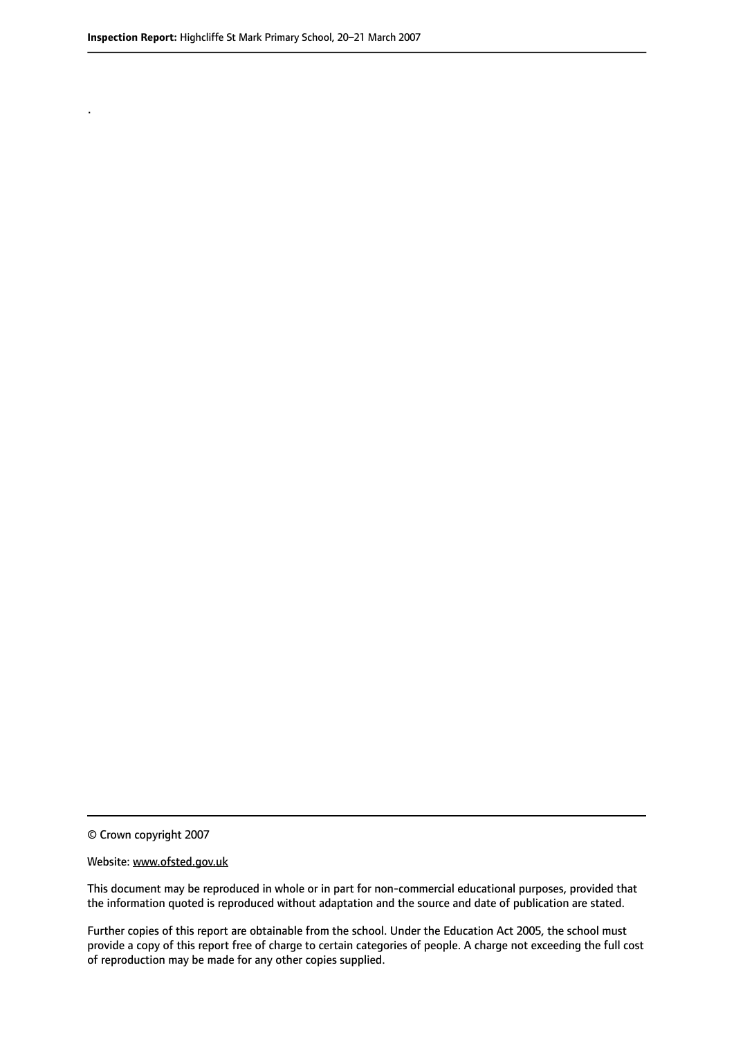.

© Crown copyright 2007

Website: www.ofsted.gov.uk

This document may be reproduced in whole or in part for non-commercial educational purposes, provided that the information quoted is reproduced without adaptation and the source and date of publication are stated.

Further copies of this report are obtainable from the school. Under the Education Act 2005, the school must provide a copy of this report free of charge to certain categories of people. A charge not exceeding the full cost of reproduction may be made for any other copies supplied.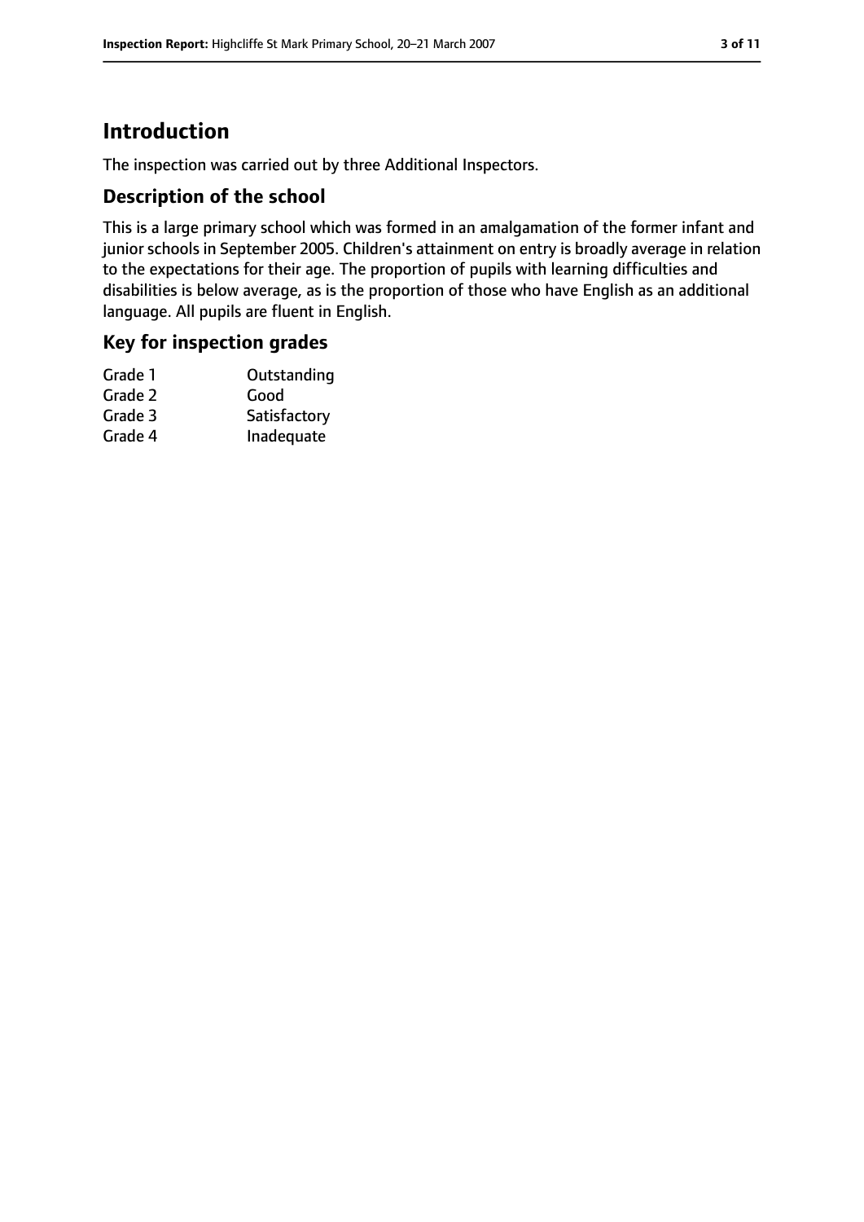# Introduction

The inspection was carried out by three Additional Inspectors.

## Description of the school

This is a large primary school which was formed in an amalgamation of the former infant and junior schools in September 2005. Children's attainment on entry is broadly average in relation to the expectations for their age. The proportion of pupils with learning difficulties and disabilities is below average, as is the proportion of those who have English as an additional language. All pupils are fluent in English.

## Key for inspection grades

| | |
|---|---|
| Grade 1 | Outstanding |
| Grade 2 | Good |
| Grade 3 | Satisfactory |
| Grade 4 | Inadequate |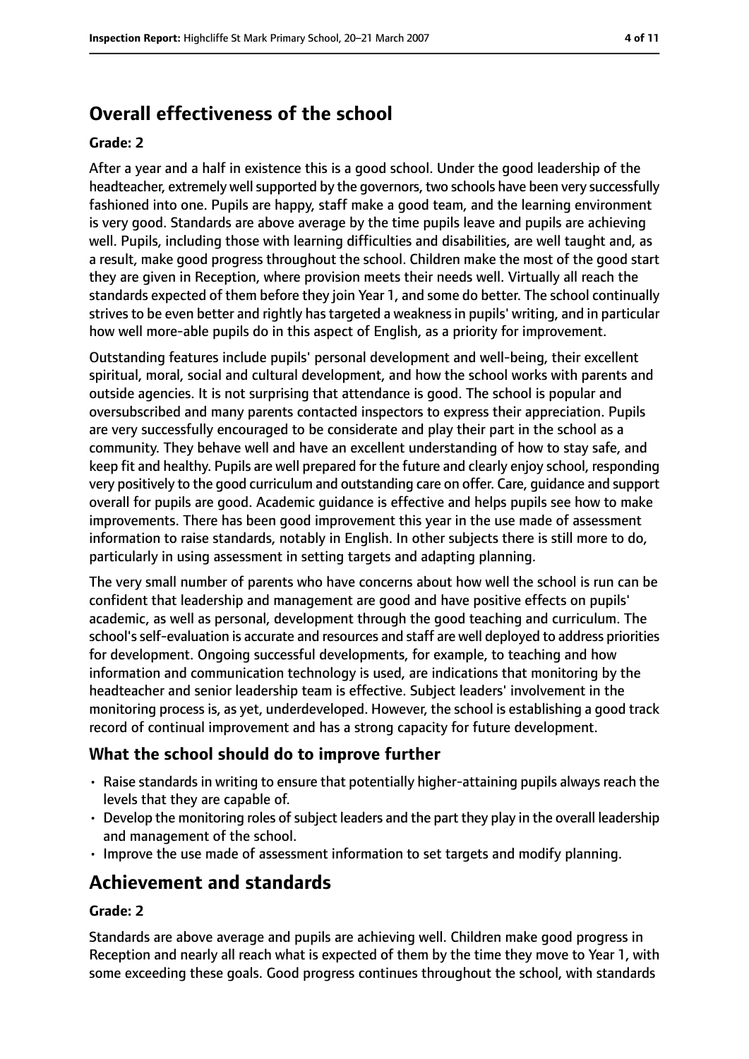## Overall effectiveness of the school

### Grade: 2

After a year and a half in existence this is a good school. Under the good leadership of the headteacher, extremely well supported by the governors, two schools have been very successfully fashioned into one. Pupils are happy, staff make a good team, and the learning environment is very good. Standards are above average by the time pupils leave and pupils are achieving well. Pupils, including those with learning difficulties and disabilities, are well taught and, as a result, make good progress throughout the school. Children make the most of the good start they are given in Reception, where provision meets their needs well. Virtually all reach the standards expected of them before they join Year 1, and some do better. The school continually strives to be even better and rightly has targeted a weakness in pupils' writing, and in particular how well more-able pupils do in this aspect of English, as a priority for improvement.

Outstanding features include pupils' personal development and well-being, their excellent spiritual, moral, social and cultural development, and how the school works with parents and outside agencies. It is not surprising that attendance is good. The school is popular and oversubscribed and many parents contacted inspectors to express their appreciation. Pupils are very successfully encouraged to be considerate and play their part in the school as a community. They behave well and have an excellent understanding of how to stay safe, and keep fit and healthy. Pupils are well prepared for the future and clearly enjoy school, responding very positively to the good curriculum and outstanding care on offer. Care, guidance and support overall for pupils are good. Academic guidance is effective and helps pupils see how to make improvements. There has been good improvement this year in the use made of assessment information to raise standards, notably in English. In other subjects there is still more to do, particularly in using assessment in setting targets and adapting planning.

The very small number of parents who have concerns about how well the school is run can be confident that leadership and management are good and have positive effects on pupils' academic, as well as personal, development through the good teaching and curriculum. The school's self-evaluation is accurate and resources and staff are well deployed to address priorities for development. Ongoing successful developments, for example, to teaching and how information and communication technology is used, are indications that monitoring by the headteacher and senior leadership team is effective. Subject leaders' involvement in the monitoring process is, as yet, underdeveloped. However, the school is establishing a good track record of continual improvement and has a strong capacity for future development.

### What the school should do to improve further

- Raise standards in writing to ensure that potentially higher-attaining pupils always reach the levels that they are capable of.
- Develop the monitoring roles of subject leaders and the part they play in the overall leadership and management of the school.
- Improve the use made of assessment information to set targets and modify planning.

## Achievement and standards

### Grade: 2

Standards are above average and pupils are achieving well. Children make good progress in Reception and nearly all reach what is expected of them by the time they move to Year 1, with some exceeding these goals. Good progress continues throughout the school, with standards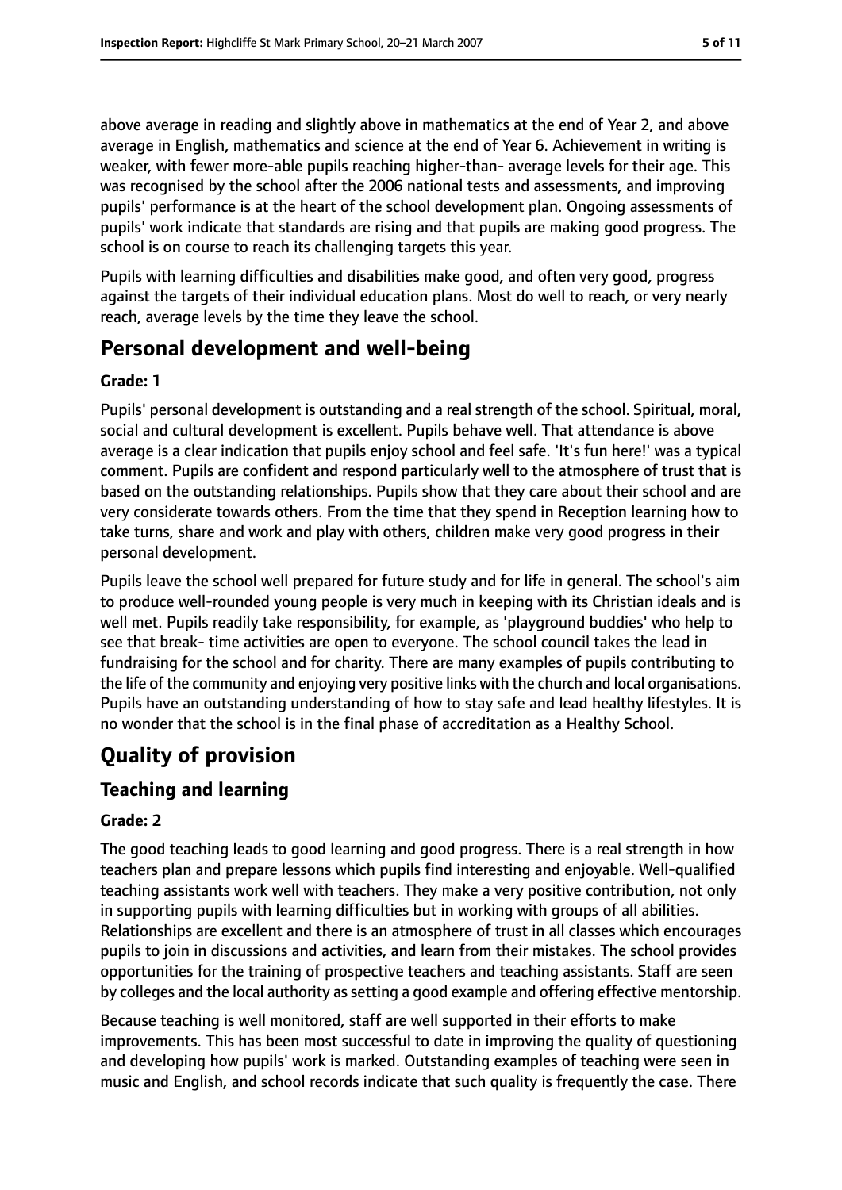above average in reading and slightly above in mathematics at the end of Year 2, and above average in English, mathematics and science at the end of Year 6. Achievement in writing is weaker, with fewer more-able pupils reaching higher-than- average levels for their age. This was recognised by the school after the 2006 national tests and assessments, and improving pupils' performance is at the heart of the school development plan. Ongoing assessments of pupils' work indicate that standards are rising and that pupils are making good progress. The school is on course to reach its challenging targets this year.

Pupils with learning difficulties and disabilities make good, and often very good, progress against the targets of their individual education plans. Most do well to reach, or very nearly reach, average levels by the time they leave the school.

# Personal development and well-being

**Grade: 1**

Pupils' personal development is outstanding and a real strength of the school. Spiritual, moral, social and cultural development is excellent. Pupils behave well. That attendance is above average is a clear indication that pupils enjoy school and feel safe. 'It's fun here!' was a typical comment. Pupils are confident and respond particularly well to the atmosphere of trust that is based on the outstanding relationships. Pupils show that they care about their school and are very considerate towards others. From the time that they spend in Reception learning how to take turns, share and work and play with others, children make very good progress in their personal development.

Pupils leave the school well prepared for future study and for life in general. The school's aim to produce well-rounded young people is very much in keeping with its Christian ideals and is well met. Pupils readily take responsibility, for example, as 'playground buddies' who help to see that break- time activities are open to everyone. The school council takes the lead in fundraising for the school and for charity. There are many examples of pupils contributing to the life of the community and enjoying very positive links with the church and local organisations. Pupils have an outstanding understanding of how to stay safe and lead healthy lifestyles. It is no wonder that the school is in the final phase of accreditation as a Healthy School.

# Quality of provision

## Teaching and learning

**Grade: 2**

The good teaching leads to good learning and good progress. There is a real strength in how teachers plan and prepare lessons which pupils find interesting and enjoyable. Well-qualified teaching assistants work well with teachers. They make a very positive contribution, not only in supporting pupils with learning difficulties but in working with groups of all abilities. Relationships are excellent and there is an atmosphere of trust in all classes which encourages pupils to join in discussions and activities, and learn from their mistakes. The school provides opportunities for the training of prospective teachers and teaching assistants. Staff are seen by colleges and the local authority as setting a good example and offering effective mentorship.

Because teaching is well monitored, staff are well supported in their efforts to make improvements. This has been most successful to date in improving the quality of questioning and developing how pupils' work is marked. Outstanding examples of teaching were seen in music and English, and school records indicate that such quality is frequently the case. There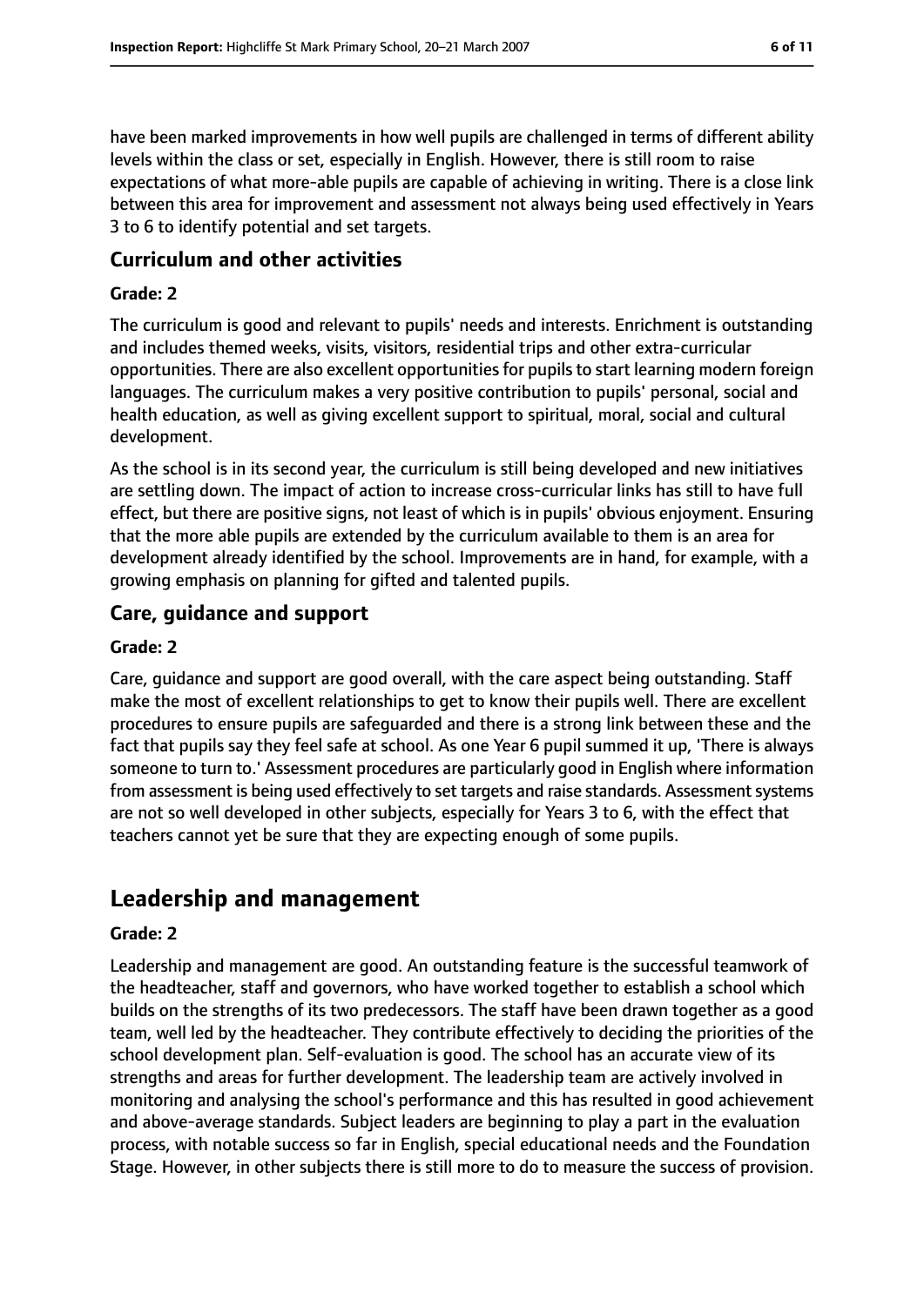have been marked improvements in how well pupils are challenged in terms of different ability levels within the class or set, especially in English. However, there is still room to raise expectations of what more-able pupils are capable of achieving in writing. There is a close link between this area for improvement and assessment not always being used effectively in Years 3 to 6 to identify potential and set targets.

### Curriculum and other activities

#### Grade: 2

The curriculum is good and relevant to pupils' needs and interests. Enrichment is outstanding and includes themed weeks, visits, visitors, residential trips and other extra-curricular opportunities. There are also excellent opportunities for pupils to start learning modern foreign languages. The curriculum makes a very positive contribution to pupils' personal, social and health education, as well as giving excellent support to spiritual, moral, social and cultural development.

As the school is in its second year, the curriculum is still being developed and new initiatives are settling down. The impact of action to increase cross-curricular links has still to have full effect, but there are positive signs, not least of which is in pupils' obvious enjoyment. Ensuring that the more able pupils are extended by the curriculum available to them is an area for development already identified by the school. Improvements are in hand, for example, with a growing emphasis on planning for gifted and talented pupils.

### Care, guidance and support

#### Grade: 2

Care, guidance and support are good overall, with the care aspect being outstanding. Staff make the most of excellent relationships to get to know their pupils well. There are excellent procedures to ensure pupils are safeguarded and there is a strong link between these and the fact that pupils say they feel safe at school. As one Year 6 pupil summed it up, 'There is always someone to turn to.' Assessment procedures are particularly good in English where information from assessment is being used effectively to set targets and raise standards. Assessment systems are not so well developed in other subjects, especially for Years 3 to 6, with the effect that teachers cannot yet be sure that they are expecting enough of some pupils.

## Leadership and management

#### Grade: 2

Leadership and management are good. An outstanding feature is the successful teamwork of the headteacher, staff and governors, who have worked together to establish a school which builds on the strengths of its two predecessors. The staff have been drawn together as a good team, well led by the headteacher. They contribute effectively to deciding the priorities of the school development plan. Self-evaluation is good. The school has an accurate view of its strengths and areas for further development. The leadership team are actively involved in monitoring and analysing the school's performance and this has resulted in good achievement and above-average standards. Subject leaders are beginning to play a part in the evaluation process, with notable success so far in English, special educational needs and the Foundation Stage. However, in other subjects there is still more to do to measure the success of provision.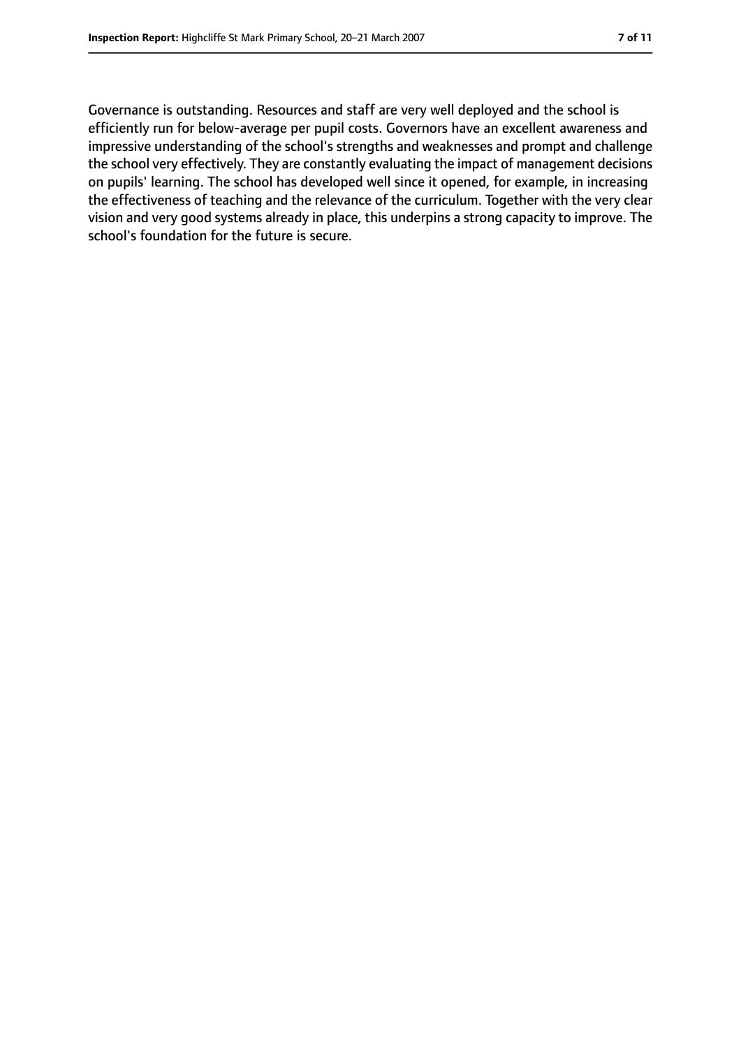Governance is outstanding. Resources and staff are very well deployed and the school is efficiently run for below-average per pupil costs. Governors have an excellent awareness and impressive understanding of the school's strengths and weaknesses and prompt and challenge the school very effectively. They are constantly evaluating the impact of management decisions on pupils' learning. The school has developed well since it opened, for example, in increasing the effectiveness of teaching and the relevance of the curriculum. Together with the very clear vision and very good systems already in place, this underpins a strong capacity to improve. The school's foundation for the future is secure.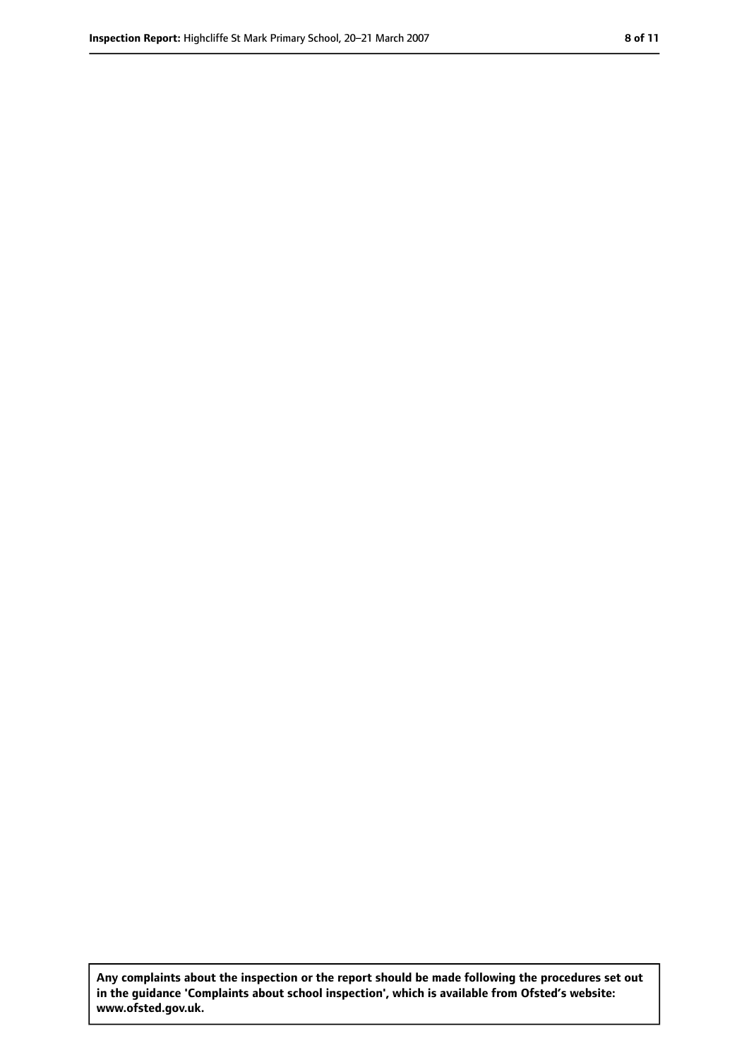**Any complaints about the inspection or the report should be made following the procedures set out in the guidance 'Complaints about school inspection', which is available from Ofsted's website: www.ofsted.gov.uk.**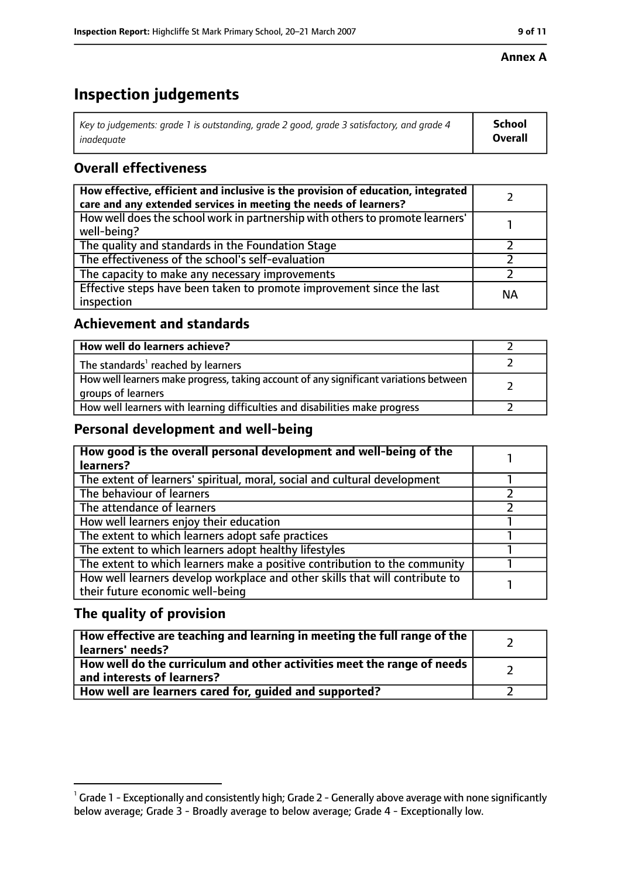**Annex A**

# Inspection judgements

| *Key to judgements: grade 1 is outstanding, grade 2 good, grade 3 satisfactory, and grade 4 inadequate* | **School Overall** |
|---|---|

## Overall effectiveness

| | |
|---|---|
| **How effective, efficient and inclusive is the provision of education, integrated care and any extended services in meeting the needs of learners?** | 2 |
| How well does the school work in partnership with others to promote learners' well-being? | 1 |
| The quality and standards in the Foundation Stage | 2 |
| The effectiveness of the school's self-evaluation | 2 |
| The capacity to make any necessary improvements | 2 |
| Effective steps have been taken to promote improvement since the last inspection | NA |

## Achievement and standards

| | |
|---|---|
| **How well do learners achieve?** | 2 |
| The standards[1] reached by learners | 2 |
| How well learners make progress, taking account of any significant variations between groups of learners | 2 |
| How well learners with learning difficulties and disabilities make progress | 2 |

## Personal development and well-being

| | |
|---|---|
| **How good is the overall personal development and well-being of the learners?** | 1 |
| The extent of learners' spiritual, moral, social and cultural development | 1 |
| The behaviour of learners | 2 |
| The attendance of learners | 2 |
| How well learners enjoy their education | 1 |
| The extent to which learners adopt safe practices | 1 |
| The extent to which learners adopt healthy lifestyles | 1 |
| The extent to which learners make a positive contribution to the community | 1 |
| How well learners develop workplace and other skills that will contribute to their future economic well-being | 1 |

## The quality of provision

| | |
|---|---|
| **How effective are teaching and learning in meeting the full range of the learners' needs?** | 2 |
| **How well do the curriculum and other activities meet the range of needs and interests of learners?** | 2 |
| **How well are learners cared for, guided and supported?** | 2 |

[1] Grade 1 - Exceptionally and consistently high; Grade 2 - Generally above average with none significantly below average; Grade 3 - Broadly average to below average; Grade 4 - Exceptionally low.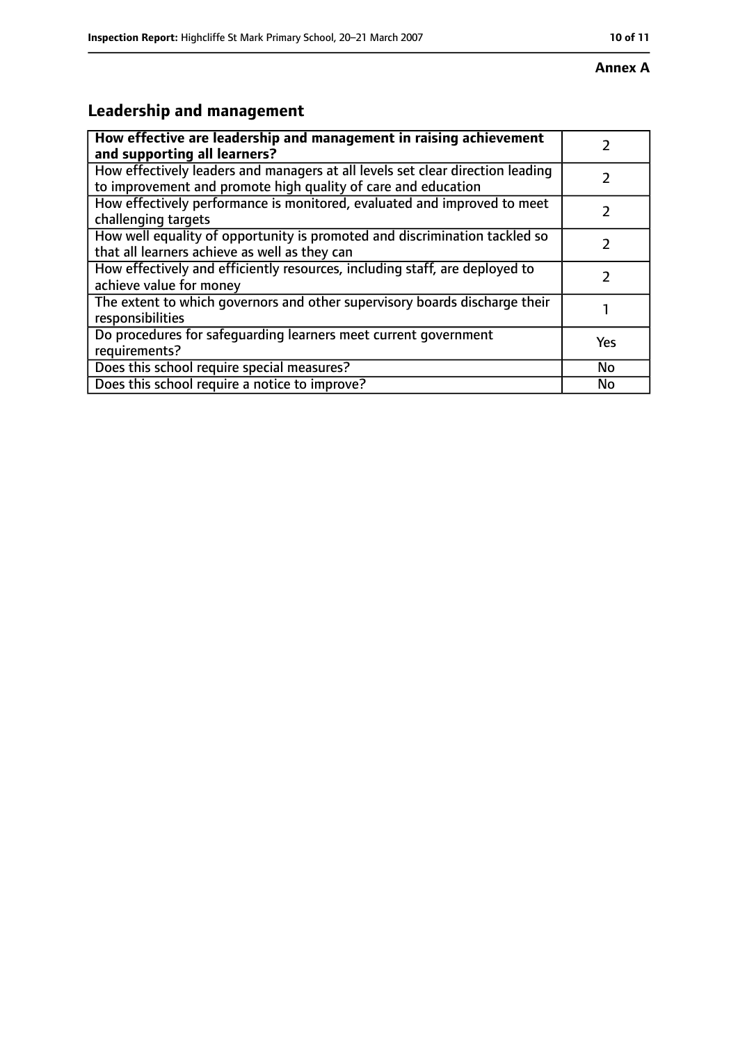**Annex A**

## Leadership and management

| **How effective are leadership and management in raising achievement and supporting all learners?** | 2 |
|---|---|
| How effectively leaders and managers at all levels set clear direction leading to improvement and promote high quality of care and education | 2 |
| How effectively performance is monitored, evaluated and improved to meet challenging targets | 2 |
| How well equality of opportunity is promoted and discrimination tackled so that all learners achieve as well as they can | 2 |
| How effectively and efficiently resources, including staff, are deployed to achieve value for money | 2 |
| The extent to which governors and other supervisory boards discharge their responsibilities | 1 |
| Do procedures for safeguarding learners meet current government requirements? | Yes |
| Does this school require special measures? | No |
| Does this school require a notice to improve? | No |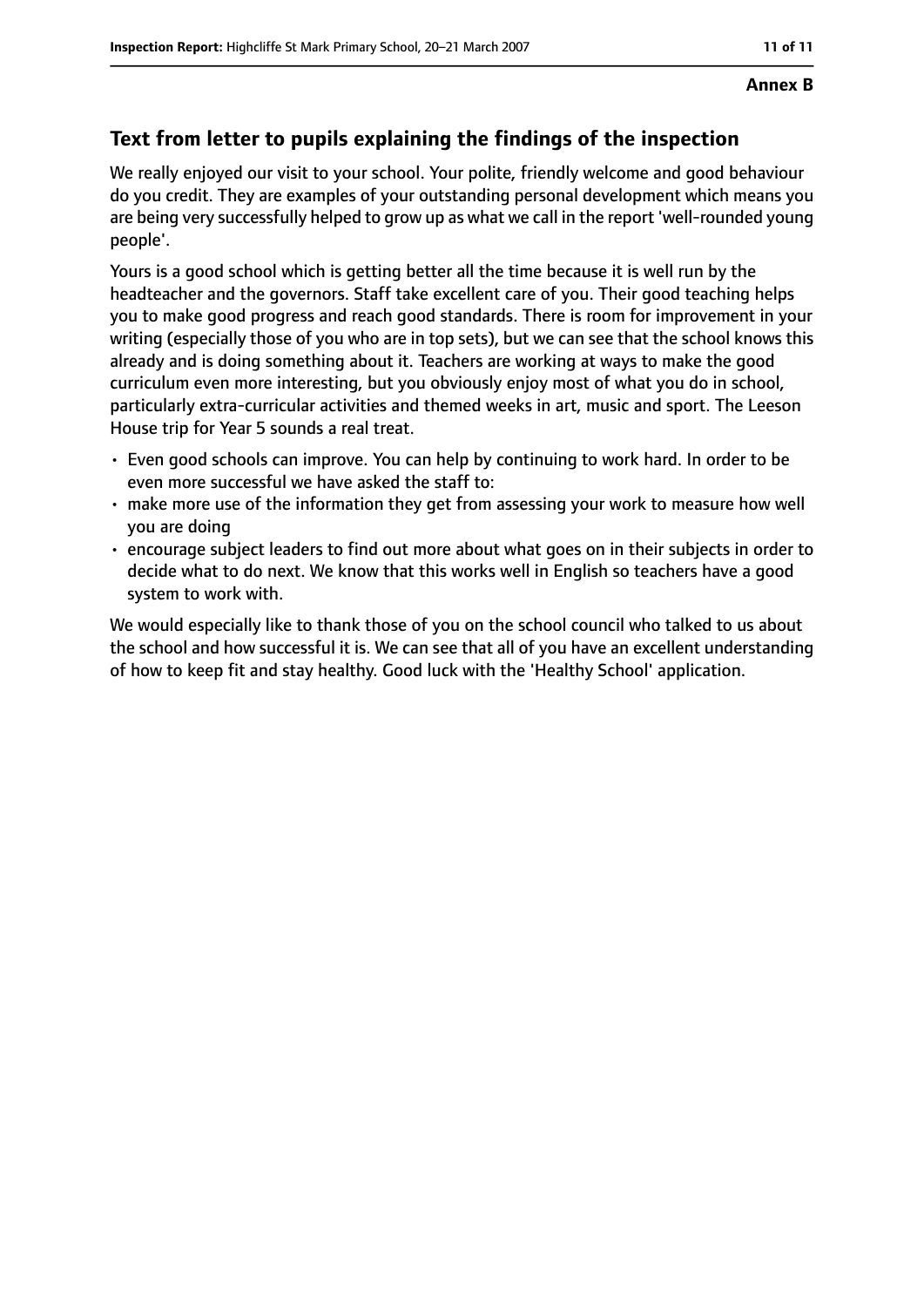**Annex B**

## Text from letter to pupils explaining the findings of the inspection

We really enjoyed our visit to your school. Your polite, friendly welcome and good behaviour do you credit. They are examples of your outstanding personal development which means you are being very successfully helped to grow up as what we call in the report 'well-rounded young people'.

Yours is a good school which is getting better all the time because it is well run by the headteacher and the governors. Staff take excellent care of you. Their good teaching helps you to make good progress and reach good standards. There is room for improvement in your writing (especially those of you who are in top sets), but we can see that the school knows this already and is doing something about it. Teachers are working at ways to make the good curriculum even more interesting, but you obviously enjoy most of what you do in school, particularly extra-curricular activities and themed weeks in art, music and sport. The Leeson House trip for Year 5 sounds a real treat.

- Even good schools can improve. You can help by continuing to work hard. In order to be even more successful we have asked the staff to:
- make more use of the information they get from assessing your work to measure how well you are doing
- encourage subject leaders to find out more about what goes on in their subjects in order to decide what to do next. We know that this works well in English so teachers have a good system to work with.

We would especially like to thank those of you on the school council who talked to us about the school and how successful it is. We can see that all of you have an excellent understanding of how to keep fit and stay healthy. Good luck with the 'Healthy School' application.